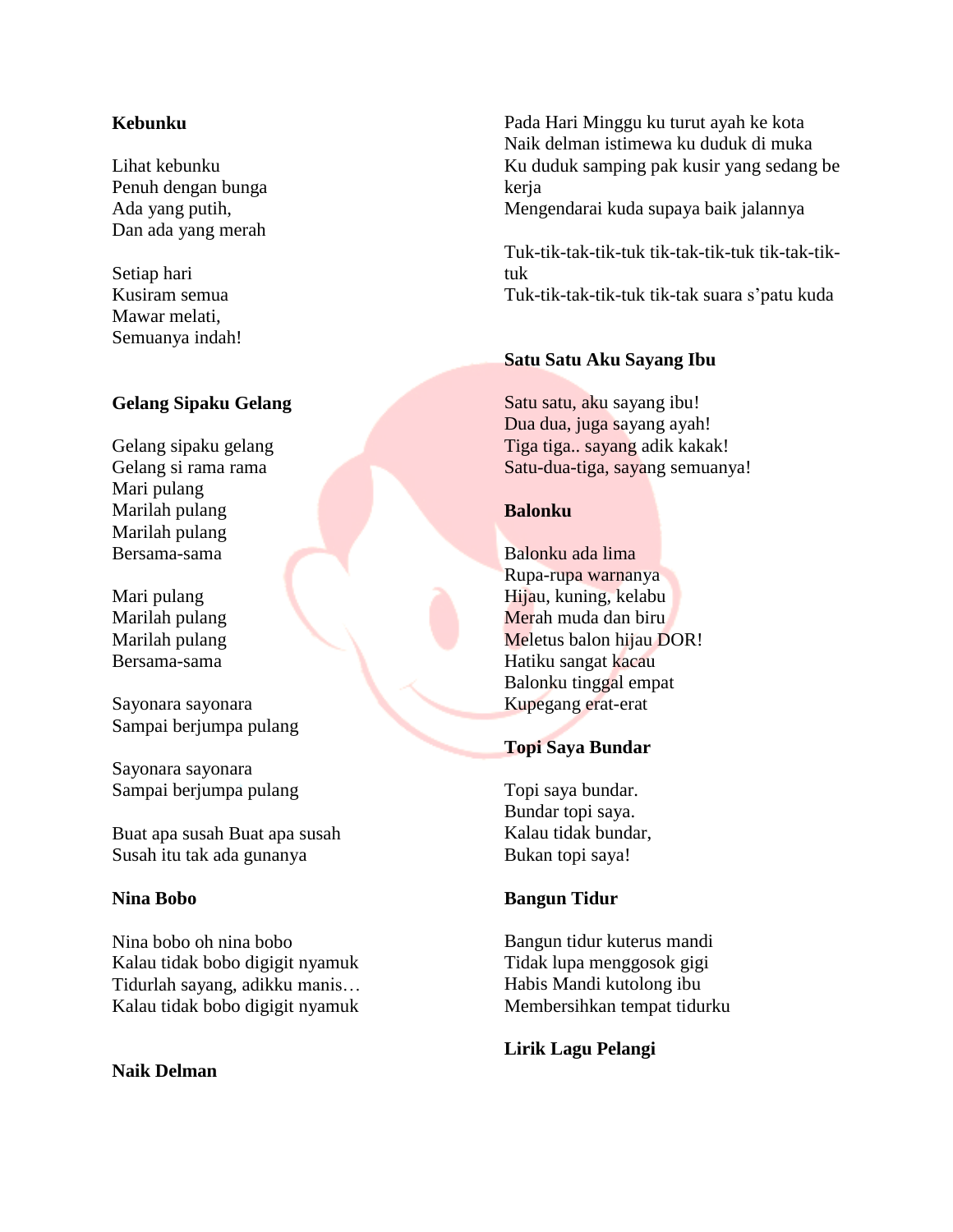**Kebunku**

Lihat kebunku
Penuh dengan bunga
Ada yang putih,
Dan ada yang merah

Setiap hari
Kusiram semua
Mawar melati,
Semuanya indah!

**Gelang Sipaku Gelang**

Gelang sipaku gelang
Gelang si rama rama
Mari pulang
Marilah pulang
Marilah pulang
Bersama-sama

Mari pulang
Marilah pulang
Marilah pulang
Bersama-sama

Sayonara sayonara
Sampai berjumpa pulang

Sayonara sayonara
Sampai berjumpa pulang

Buat apa susah Buat apa susah
Susah itu tak ada gunanya

**Nina Bobo**

Nina bobo oh nina bobo
Kalau tidak bobo digigit nyamuk
Tidurlah sayang, adikku manis…
Kalau tidak bobo digigit nyamuk

**Naik Delman**

Pada Hari Minggu ku turut ayah ke kota
Naik delman istimewa ku duduk di muka
Ku duduk samping pak kusir yang sedang be kerja
Mengendarai kuda supaya baik jalannya

Tuk-tik-tak-tik-tuk tik-tak-tik-tuk tik-tak-tik-tuk
Tuk-tik-tak-tik-tuk tik-tak suara s'patu kuda

**Satu Satu Aku Sayang Ibu**

Satu satu, aku sayang ibu!
Dua dua, juga sayang ayah!
Tiga tiga.. sayang adik kakak!
Satu-dua-tiga, sayang semuanya!

**Balonku**

Balonku ada lima
Rupa-rupa warnanya
Hijau, kuning, kelabu
Merah muda dan biru
Meletus balon hijau DOR!
Hatiku sangat kacau
Balonku tinggal empat
Kupegang erat-erat

**Topi Saya Bundar**

Topi saya bundar.
Bundar topi saya.
Kalau tidak bundar,
Bukan topi saya!

**Bangun Tidur**

Bangun tidur kuterus mandi
Tidak lupa menggosok gigi
Habis Mandi kutolong ibu
Membersihkan tempat tidurku

**Lirik Lagu Pelangi**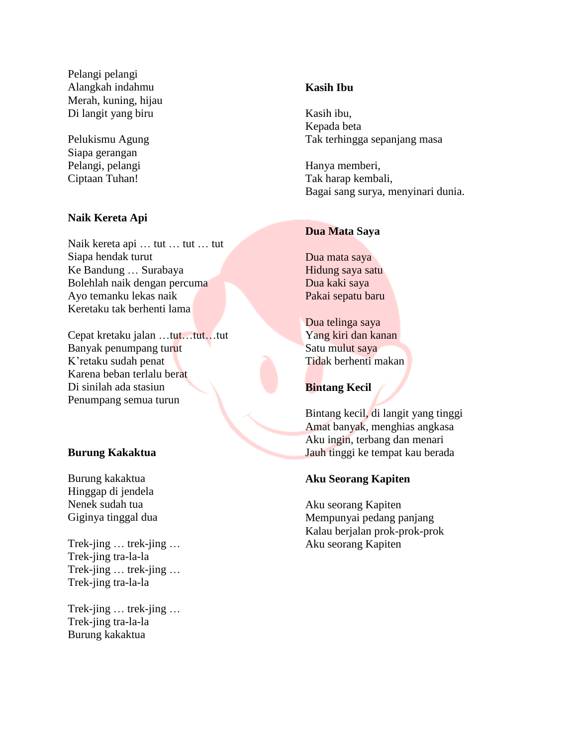Pelangi pelangi
Alangkah indahmu
Merah, kuning, hijau
Di langit yang biru

Pelukismu Agung
Siapa gerangan
Pelangi, pelangi
Ciptaan Tuhan!

**Naik Kereta Api**

Naik kereta api … tut … tut … tut
Siapa hendak turut
Ke Bandung … Surabaya
Bolehlah naik dengan percuma
Ayo temanku lekas naik
Keretaku tak berhenti lama

Cepat kretaku jalan …tut…tut…tut
Banyak penumpang turut
K'retaku sudah penat
Karena beban terlalu berat
Di sinilah ada stasiun
Penumpang semua turun

**Burung Kakaktua**

Burung kakaktua
Hinggap di jendela
Nenek sudah tua
Giginya tinggal dua

Trek-jing … trek-jing …
Trek-jing tra-la-la
Trek-jing … trek-jing …
Trek-jing tra-la-la

Trek-jing … trek-jing …
Trek-jing tra-la-la
Burung kakaktua

**Kasih Ibu**

Kasih ibu,
Kepada beta
Tak terhingga sepanjang masa

Hanya memberi,
Tak harap kembali,
Bagai sang surya, menyinari dunia.

**Dua Mata Saya**

Dua mata saya
Hidung saya satu
Dua kaki saya
Pakai sepatu baru

Dua telinga saya
Yang kiri dan kanan
Satu mulut saya
Tidak berhenti makan

**Bintang Kecil**

Bintang kecil, di langit yang tinggi
Amat banyak, menghias angkasa
Aku ingin, terbang dan menari
Jauh tinggi ke tempat kau berada

**Aku Seorang Kapiten**

Aku seorang Kapiten
Mempunyai pedang panjang
Kalau berjalan prok-prok-prok
Aku seorang Kapiten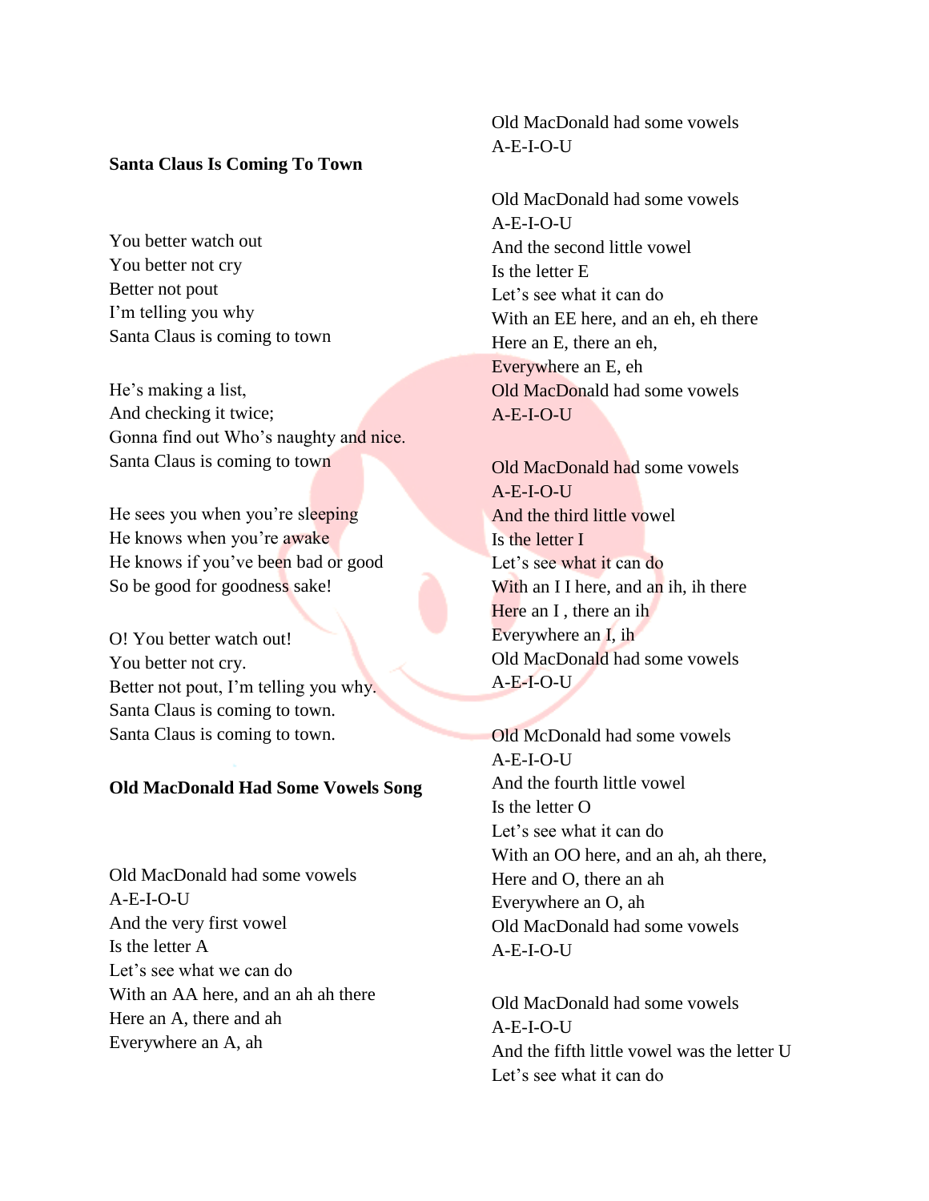**Santa Claus Is Coming To Town**

You better watch out
You better not cry
Better not pout
I'm telling you why
Santa Claus is coming to town

He's making a list,
And checking it twice;
Gonna find out Who's naughty and nice.
Santa Claus is coming to town

He sees you when you're sleeping
He knows when you're awake
He knows if you've been bad or good
So be good for goodness sake!

O! You better watch out!
You better not cry.
Better not pout, I'm telling you why.
Santa Claus is coming to town.
Santa Claus is coming to town.

**Old MacDonald Had Some Vowels Song**

Old MacDonald had some vowels
A-E-I-O-U
And the very first vowel
Is the letter A
Let's see what we can do
With an AA here, and an ah ah there
Here an A, there and ah
Everywhere an A, ah
Old MacDonald had some vowels
A-E-I-O-U

Old MacDonald had some vowels
A-E-I-O-U
And the second little vowel
Is the letter E
Let's see what it can do
With an EE here, and an eh, eh there
Here an E, there an eh,
Everywhere an E, eh
Old MacDonald had some vowels
A-E-I-O-U

Old MacDonald had some vowels
A-E-I-O-U
And the third little vowel
Is the letter I
Let's see what it can do
With an I I here, and an ih, ih there
Here an I , there an ih
Everywhere an I, ih
Old MacDonald had some vowels
A-E-I-O-U

Old McDonald had some vowels
A-E-I-O-U
And the fourth little vowel
Is the letter O
Let's see what it can do
With an OO here, and an ah, ah there,
Here and O, there an ah
Everywhere an O, ah
Old MacDonald had some vowels
A-E-I-O-U

Old MacDonald had some vowels
A-E-I-O-U
And the fifth little vowel was the letter U
Let's see what it can do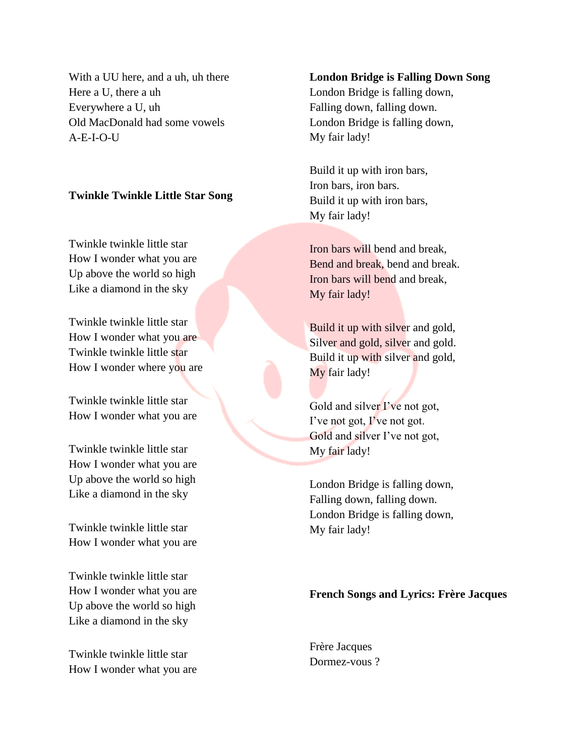With a UU here, and a uh, uh there
Here a U, there a uh
Everywhere a U, uh
Old MacDonald had some vowels
A-E-I-O-U

**Twinkle Twinkle Little Star Song**

Twinkle twinkle little star
How I wonder what you are
Up above the world so high
Like a diamond in the sky

Twinkle twinkle little star
How I wonder what you are
Twinkle twinkle little star
How I wonder where you are

Twinkle twinkle little star
How I wonder what you are

Twinkle twinkle little star
How I wonder what you are
Up above the world so high
Like a diamond in the sky

Twinkle twinkle little star
How I wonder what you are

Twinkle twinkle little star
How I wonder what you are
Up above the world so high
Like a diamond in the sky

Twinkle twinkle little star
How I wonder what you are

**London Bridge is Falling Down Song**

London Bridge is falling down,
Falling down, falling down.
London Bridge is falling down,
My fair lady!

Build it up with iron bars,
Iron bars, iron bars.
Build it up with iron bars,
My fair lady!

Iron bars will bend and break,
Bend and break, bend and break.
Iron bars will bend and break,
My fair lady!

Build it up with silver and gold,
Silver and gold, silver and gold.
Build it up with silver and gold,
My fair lady!

Gold and silver I've not got,
I've not got, I've not got.
Gold and silver I've not got,
My fair lady!

London Bridge is falling down,
Falling down, falling down.
London Bridge is falling down,
My fair lady!

**French Songs and Lyrics: Frère Jacques**

Frère Jacques
Dormez-vous ?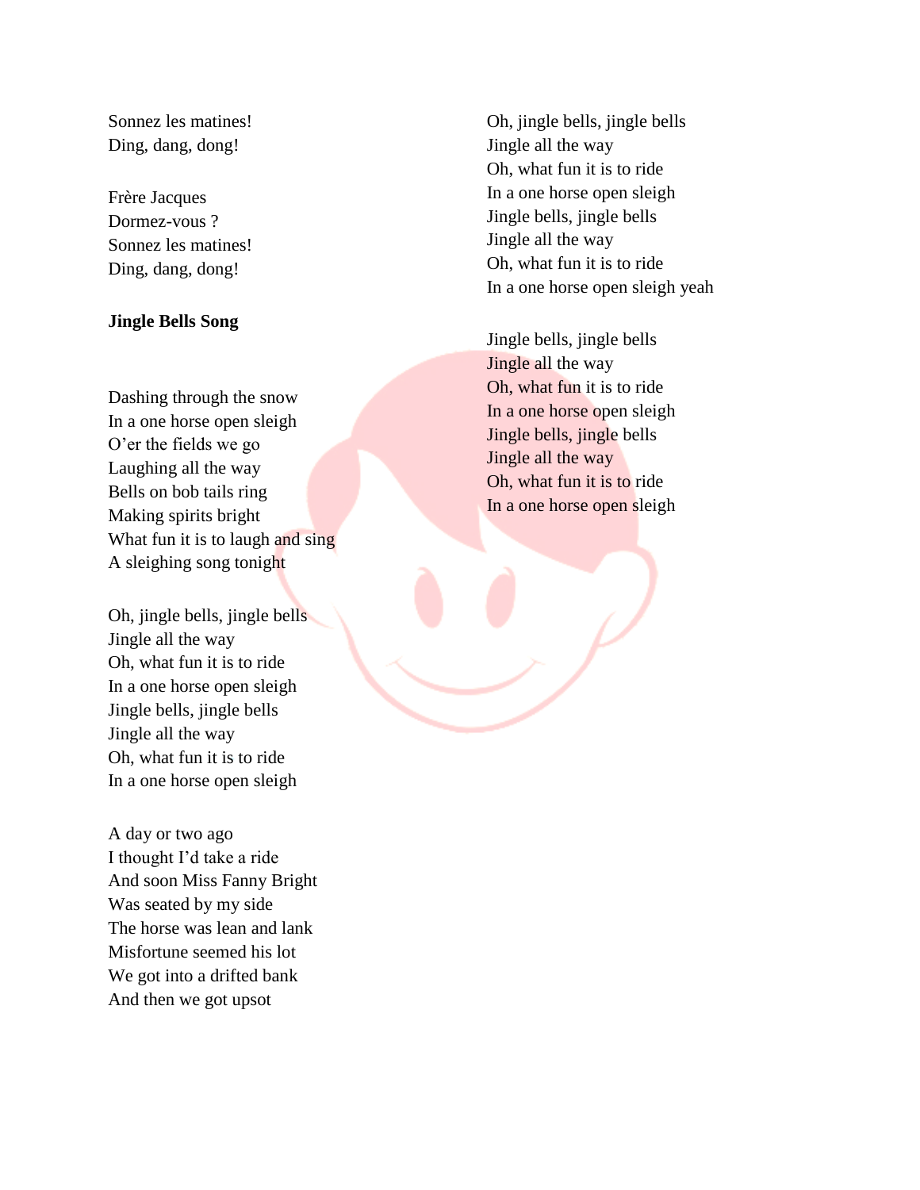Sonnez les matines!
Ding, dang, dong!

Frère Jacques
Dormez-vous ?
Sonnez les matines!
Ding, dang, dong!

**Jingle Bells Song**

Dashing through the snow
In a one horse open sleigh
O'er the fields we go
Laughing all the way
Bells on bob tails ring
Making spirits bright
What fun it is to laugh and sing
A sleighing song tonight

Oh, jingle bells, jingle bells
Jingle all the way
Oh, what fun it is to ride
In a one horse open sleigh
Jingle bells, jingle bells
Jingle all the way
Oh, what fun it is to ride
In a one horse open sleigh

A day or two ago
I thought I'd take a ride
And soon Miss Fanny Bright
Was seated by my side
The horse was lean and lank
Misfortune seemed his lot
We got into a drifted bank
And then we got upsot

Oh, jingle bells, jingle bells
Jingle all the way
Oh, what fun it is to ride
In a one horse open sleigh
Jingle bells, jingle bells
Jingle all the way
Oh, what fun it is to ride
In a one horse open sleigh yeah

Jingle bells, jingle bells
Jingle all the way
Oh, what fun it is to ride
In a one horse open sleigh
Jingle bells, jingle bells
Jingle all the way
Oh, what fun it is to ride
In a one horse open sleigh